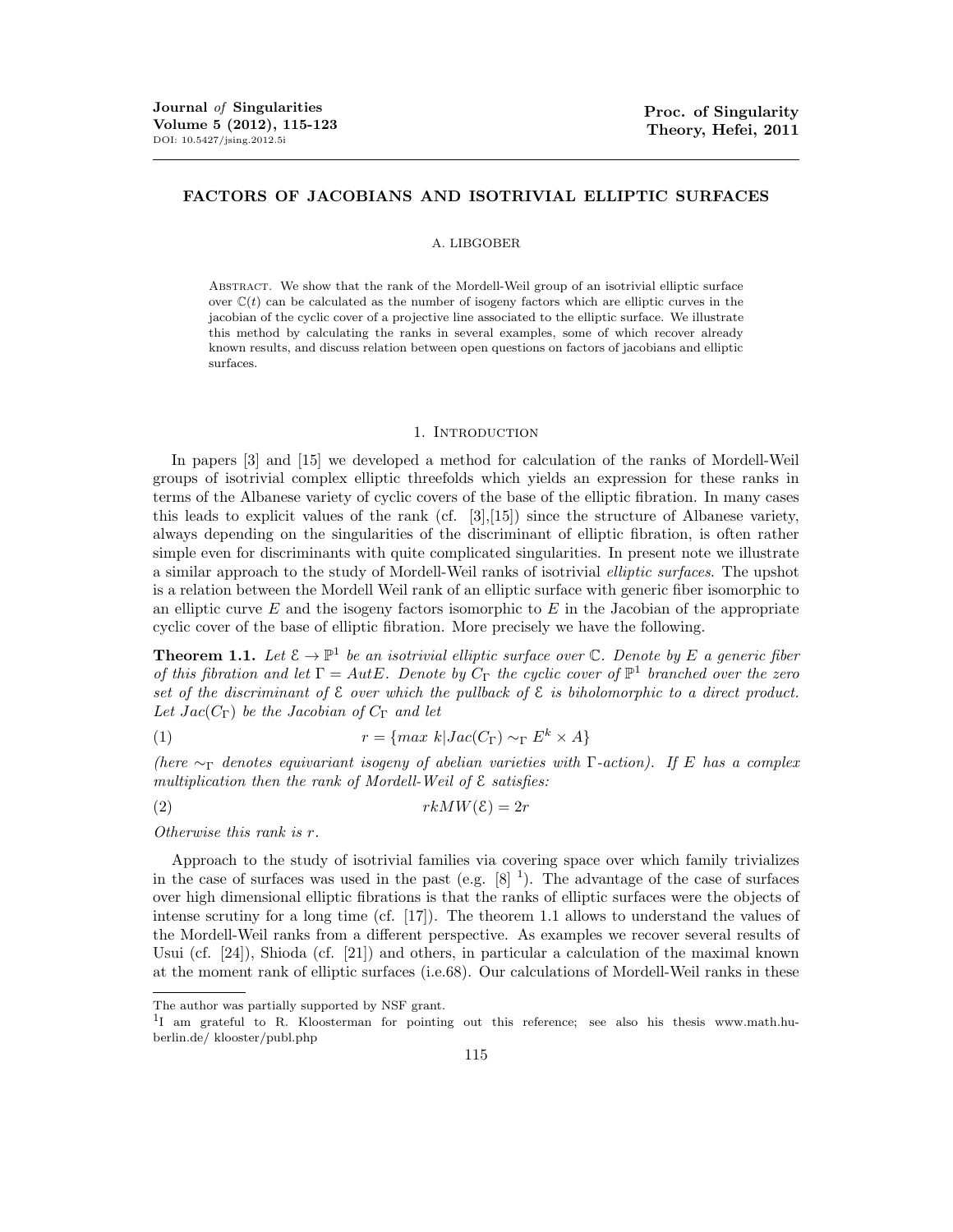# FACTORS OF JACOBIANS AND ISOTRIVIAL ELLIPTIC SURFACES

A. LIBGOBER

Abstract. We show that the rank of the Mordell-Weil group of an isotrivial elliptic surface over $\mathbb{C}(t)$ can be calculated as the number of isogeny factors which are elliptic curves in the jacobian of the cyclic cover of a projective line associated to the elliptic surface. We illustrate this method by calculating the ranks in several examples, some of which recover already known results, and discuss relation between open questions on factors of jacobians and elliptic surfaces.

## 1. Introduction

In papers [3] and [15] we developed a method for calculation of the ranks of Mordell-Weil groups of isotrivial complex elliptic threefolds which yields an expression for these ranks in terms of the Albanese variety of cyclic covers of the base of the elliptic fibration. In many cases this leads to explicit values of the rank (cf. [3],[15]) since the structure of Albanese variety, always depending on the singularities of the discriminant of elliptic fibration, is often rather simple even for discriminants with quite complicated singularities. In present note we illustrate a similar approach to the study of Mordell-Weil ranks of isotrivial *elliptic surfaces*. The upshot is a relation between the Mordell Weil rank of an elliptic surface with generic fiber isomorphic to an elliptic curve $E$ and the isogeny factors isomorphic to $E$ in the Jacobian of the appropriate cyclic cover of the base of elliptic fibration. More precisely we have the following.

**Theorem 1.1.** *Let $\mathcal{E} \to \mathbb{P}^1$ be an isotrivial elliptic surface over $\mathbb{C}$. Denote by $E$ a generic fiber of this fibration and let $\Gamma = AutE$. Denote by $C_\Gamma$ the cyclic cover of $\mathbb{P}^1$ branched over the zero set of the discriminant of $\mathcal{E}$ over which the pullback of $\mathcal{E}$ is biholomorphic to a direct product. Let $Jac(C_\Gamma)$ be the Jacobian of $C_\Gamma$ and let*

$$r = \{max\ k | Jac(C_\Gamma) \sim_\Gamma E^k \times A\} \tag{1}$$

*(here $\sim_\Gamma$ denotes equivariant isogeny of abelian varieties with $\Gamma$-action). If $E$ has a complex multiplication then the rank of Mordell-Weil of $\mathcal{E}$ satisfies:*

$$rkMW(\mathcal{E}) = 2r \tag{2}$$

*Otherwise this rank is $r$.*

Approach to the study of isotrivial families via covering space over which family trivializes in the case of surfaces was used in the past (e.g. [8] [1]). The advantage of the case of surfaces over high dimensional elliptic fibrations is that the ranks of elliptic surfaces were the objects of intense scrutiny for a long time (cf. [17]). The theorem 1.1 allows to understand the values of the Mordell-Weil ranks from a different perspective. As examples we recover several results of Usui (cf. [24]), Shioda (cf. [21]) and others, in particular a calculation of the maximal known at the moment rank of elliptic surfaces (i.e.68). Our calculations of Mordell-Weil ranks in these

The author was partially supported by NSF grant.

[1] I am grateful to R. Kloosterman for pointing out this reference; see also his thesis www.math.hu-berlin.de/ klooster/publ.php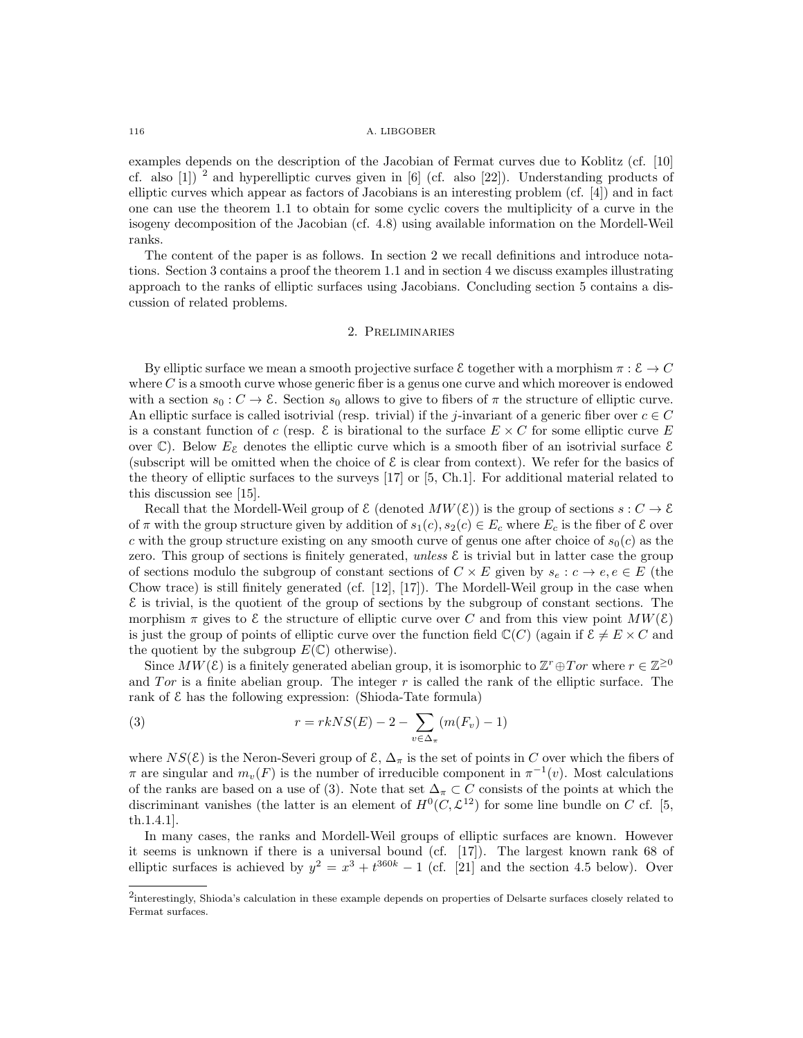examples depends on the description of the Jacobian of Fermat curves due to Koblitz (cf. [10] cf. also [1]) [2] and hyperelliptic curves given in [6] (cf. also [22]). Understanding products of elliptic curves which appear as factors of Jacobians is an interesting problem (cf. [4]) and in fact one can use the theorem 1.1 to obtain for some cyclic covers the multiplicity of a curve in the isogeny decomposition of the Jacobian (cf. 4.8) using available information on the Mordell-Weil ranks.

The content of the paper is as follows. In section 2 we recall definitions and introduce notations. Section 3 contains a proof the theorem 1.1 and in section 4 we discuss examples illustrating approach to the ranks of elliptic surfaces using Jacobians. Concluding section 5 contains a discussion of related problems.

## 2. Preliminaries

By elliptic surface we mean a smooth projective surface $\mathcal{E}$ together with a morphism $\pi : \mathcal{E} \to C$ where $C$ is a smooth curve whose generic fiber is a genus one curve and which moreover is endowed with a section $s_0 : C \to \mathcal{E}$. Section $s_0$ allows to give to fibers of $\pi$ the structure of elliptic curve. An elliptic surface is called isotrivial (resp. trivial) if the $j$-invariant of a generic fiber over $c \in C$ is a constant function of $c$ (resp. $\mathcal{E}$ is birational to the surface $E \times C$ for some elliptic curve $E$ over $\mathbb{C}$). Below $E_{\mathcal{E}}$ denotes the elliptic curve which is a smooth fiber of an isotrivial surface $\mathcal{E}$ (subscript will be omitted when the choice of $\mathcal{E}$ is clear from context). We refer for the basics of the theory of elliptic surfaces to the surveys [17] or [5, Ch.1]. For additional material related to this discussion see [15].

Recall that the Mordell-Weil group of $\mathcal{E}$ (denoted $MW(\mathcal{E})$) is the group of sections $s : C \to \mathcal{E}$ of $\pi$ with the group structure given by addition of $s_1(c), s_2(c) \in E_c$ where $E_c$ is the fiber of $\mathcal{E}$ over $c$ with the group structure existing on any smooth curve of genus one after choice of $s_0(c)$ as the zero. This group of sections is finitely generated, *unless* $\mathcal{E}$ is trivial but in latter case the group of sections modulo the subgroup of constant sections of $C \times E$ given by $s_e : c \to e, e \in E$ (the Chow trace) is still finitely generated (cf. [12], [17]). The Mordell-Weil group in the case when $\mathcal{E}$ is trivial, is the quotient of the group of sections by the subgroup of constant sections. The morphism $\pi$ gives to $\mathcal{E}$ the structure of elliptic curve over $C$ and from this view point $MW(\mathcal{E})$ is just the group of points of elliptic curve over the function field $\mathbb{C}(C)$ (again if $\mathcal{E} \neq E \times C$ and the quotient by the subgroup $E(\mathbb{C})$ otherwise).

Since $MW(\mathcal{E})$ is a finitely generated abelian group, it is isomorphic to $\mathbb{Z}^r \oplus Tor$ where $r \in \mathbb{Z}^{\geq 0}$ and $Tor$ is a finite abelian group. The integer $r$ is called the rank of the elliptic surface. The rank of $\mathcal{E}$ has the following expression: (Shioda-Tate formula)

$$r = rkNS(E) - 2 - \sum_{v \in \Delta_\pi} (m(F_v) - 1) \tag{3}$$

where $NS(\mathcal{E})$ is the Neron-Severi group of $\mathcal{E}$, $\Delta_\pi$ is the set of points in $C$ over which the fibers of $\pi$ are singular and $m_v(F)$ is the number of irreducible component in $\pi^{-1}(v)$. Most calculations of the ranks are based on a use of (3). Note that set $\Delta_\pi \subset C$ consists of the points at which the discriminant vanishes (the latter is an element of $H^0(C, \mathcal{L}^{12})$ for some line bundle on $C$ cf. [5, th.1.4.1].

In many cases, the ranks and Mordell-Weil groups of elliptic surfaces are known. However it seems is unknown if there is a universal bound (cf. [17]). The largest known rank 68 of elliptic surfaces is achieved by $y^2 = x^3 + t^{360k} - 1$ (cf. [21] and the section 4.5 below). Over

[2] interestingly, Shioda's calculation in these example depends on properties of Delsarte surfaces closely related to Fermat surfaces.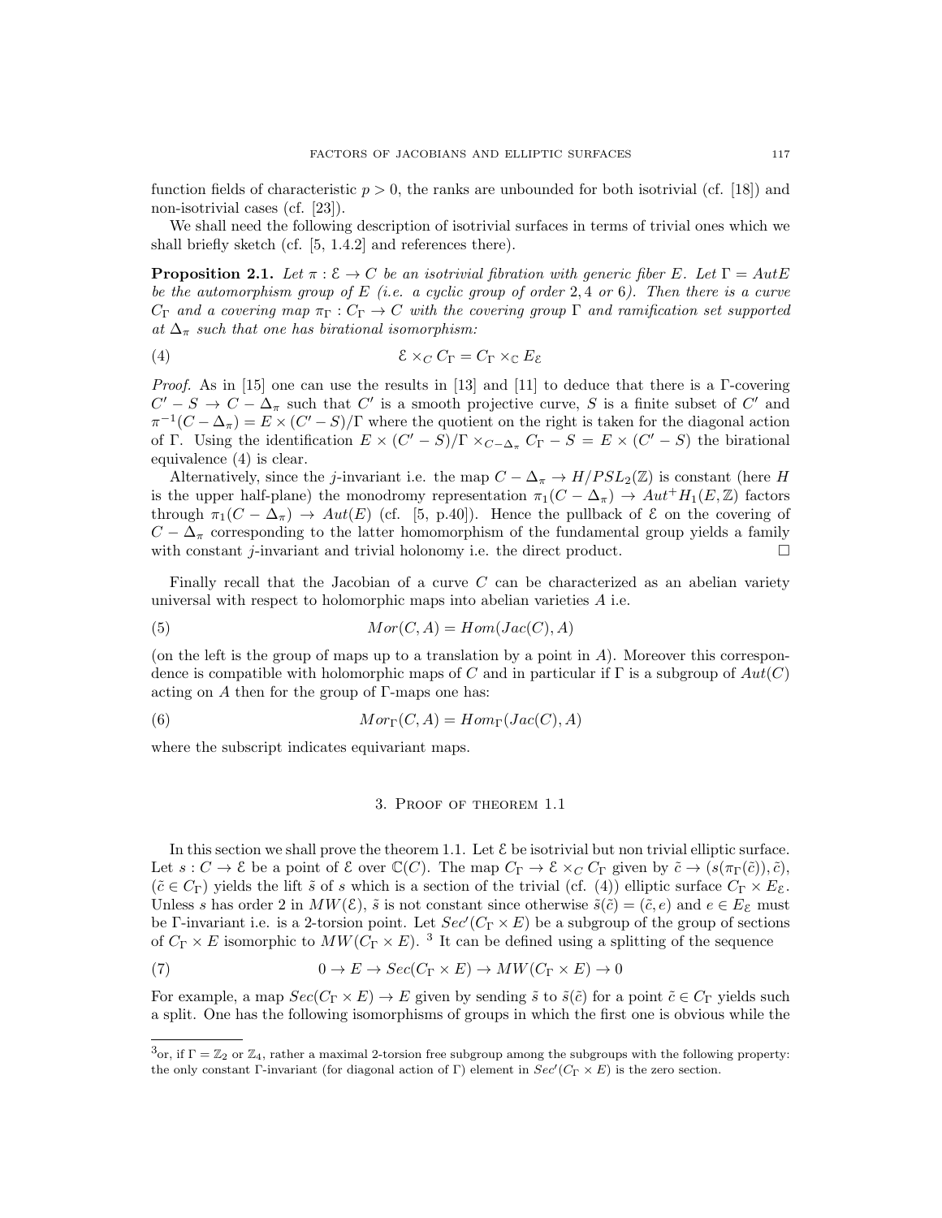function fields of characteristic $p > 0$, the ranks are unbounded for both isotrivial (cf. [18]) and non-isotrivial cases (cf. [23]).

We shall need the following description of isotrivial surfaces in terms of trivial ones which we shall briefly sketch (cf. [5, 1.4.2] and references there).

**Proposition 2.1.** *Let $\pi : \mathcal{E} \to C$ be an isotrivial fibration with generic fiber $E$. Let $\Gamma = AutE$ be the automorphism group of $E$ (i.e. a cyclic group of order $2, 4$ or $6$). Then there is a curve $C_\Gamma$ and a covering map $\pi_\Gamma : C_\Gamma \to C$ with the covering group $\Gamma$ and ramification set supported at $\Delta_\pi$ such that one has birational isomorphism:*

$$\mathcal{E} \times_C C_\Gamma = C_\Gamma \times_{\mathbb{C}} E_{\mathcal{E}} \tag{4}$$

*Proof.* As in [15] one can use the results in [13] and [11] to deduce that there is a $\Gamma$-covering $C' - S \to C - \Delta_\pi$ such that $C'$ is a smooth projective curve, $S$ is a finite subset of $C'$ and $\pi^{-1}(C - \Delta_\pi) = E \times (C' - S)/\Gamma$ where the quotient on the right is taken for the diagonal action of $\Gamma$. Using the identification $E \times (C' - S)/\Gamma \times_{C - \Delta_\pi} C_\Gamma - S = E \times (C' - S)$ the birational equivalence (4) is clear.

Alternatively, since the $j$-invariant i.e. the map $C - \Delta_\pi \to H/PSL_2(\mathbb{Z})$ is constant (here $H$ is the upper half-plane) the monodromy representation $\pi_1(C - \Delta_\pi) \to Aut^+ H_1(E, \mathbb{Z})$ factors through $\pi_1(C - \Delta_\pi) \to Aut(E)$ (cf. [5, p.40]). Hence the pullback of $\mathcal{E}$ on the covering of $C - \Delta_\pi$ corresponding to the latter homomorphism of the fundamental group yields a family with constant $j$-invariant and trivial holonomy i.e. the direct product. □

Finally recall that the Jacobian of a curve $C$ can be characterized as an abelian variety universal with respect to holomorphic maps into abelian varieties $A$ i.e.

$$Mor(C, A) = Hom(Jac(C), A) \tag{5}$$

(on the left is the group of maps up to a translation by a point in $A$). Moreover this correspondence is compatible with holomorphic maps of $C$ and in particular if $\Gamma$ is a subgroup of $Aut(C)$ acting on $A$ then for the group of $\Gamma$-maps one has:

$$Mor_\Gamma(C, A) = Hom_\Gamma(Jac(C), A) \tag{6}$$

where the subscript indicates equivariant maps.

## 3. Proof of theorem 1.1

In this section we shall prove the theorem 1.1. Let $\mathcal{E}$ be isotrivial but non trivial elliptic surface. Let $s : C \to \mathcal{E}$ be a point of $\mathcal{E}$ over $\mathbb{C}(C)$. The map $C_\Gamma \to \mathcal{E} \times_C C_\Gamma$ given by $\tilde{c} \to (s(\pi_\Gamma(\tilde{c})), \tilde{c})$, ($\tilde{c} \in C_\Gamma$) yields the lift $\tilde{s}$ of $s$ which is a section of the trivial (cf. (4)) elliptic surface $C_\Gamma \times E_{\mathcal{E}}$. Unless $s$ has order 2 in $MW(\mathcal{E})$, $\tilde{s}$ is not constant since otherwise $\tilde{s}(\tilde{c}) = (\tilde{c}, e)$ and $e \in E_{\mathcal{E}}$ must be $\Gamma$-invariant i.e. is a 2-torsion point. Let $Sec'(C_\Gamma \times E)$ be a subgroup of the group of sections of $C_\Gamma \times E$ isomorphic to $MW(C_\Gamma \times E)$. [3] It can be defined using a splitting of the sequence

$$0 \to E \to Sec(C_\Gamma \times E) \to MW(C_\Gamma \times E) \to 0 \tag{7}$$

For example, a map $Sec(C_\Gamma \times E) \to E$ given by sending $\tilde{s}$ to $\tilde{s}(\tilde{c})$ for a point $\tilde{c} \in C_\Gamma$ yields such a split. One has the following isomorphisms of groups in which the first one is obvious while the

[3] or, if $\Gamma = \mathbb{Z}_2$ or $\mathbb{Z}_4$, rather a maximal 2-torsion free subgroup among the subgroups with the following property: the only constant $\Gamma$-invariant (for diagonal action of $\Gamma$) element in $Sec'(C_\Gamma \times E)$ is the zero section.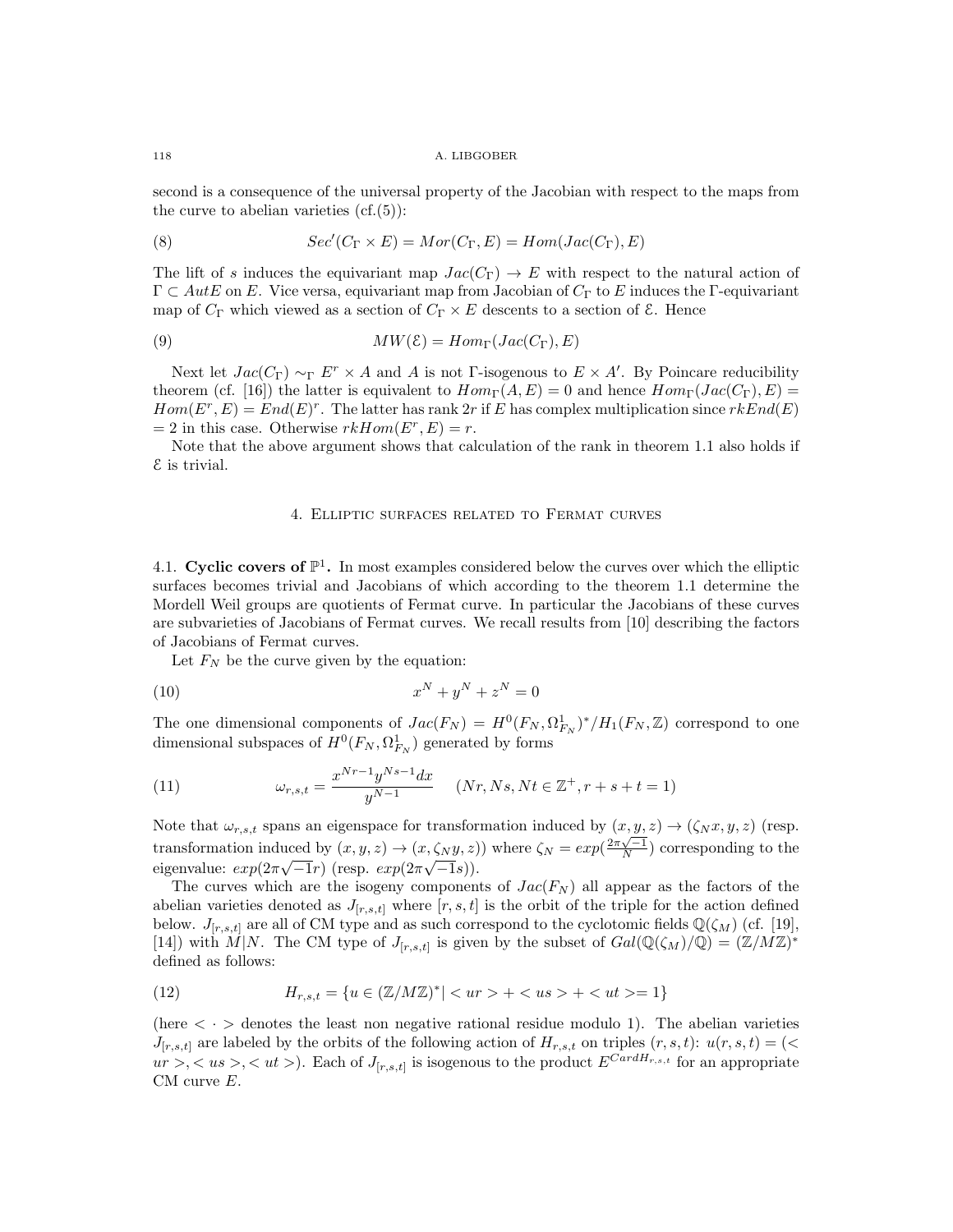second is a consequence of the universal property of the Jacobian with respect to the maps from the curve to abelian varieties (cf.(5)):

$$Sec'(C_\Gamma \times E) = Mor(C_\Gamma, E) = Hom(Jac(C_\Gamma), E) \tag{8}$$

The lift of $s$ induces the equivariant map $Jac(C_\Gamma) \to E$ with respect to the natural action of $\Gamma \subset AutE$ on $E$. Vice versa, equivariant map from Jacobian of $C_\Gamma$ to $E$ induces the $\Gamma$-equivariant map of $C_\Gamma$ which viewed as a section of $C_\Gamma \times E$ descents to a section of $\mathcal{E}$. Hence

$$MW(\mathcal{E}) = Hom_\Gamma(Jac(C_\Gamma), E) \tag{9}$$

Next let $Jac(C_\Gamma) \sim_\Gamma E^r \times A$ and $A$ is not $\Gamma$-isogenous to $E \times A'$. By Poincare reducibility theorem (cf. [16]) the latter is equivalent to $Hom_\Gamma(A, E) = 0$ and hence $Hom_\Gamma(Jac(C_\Gamma), E) = Hom(E^r, E) = End(E)^r$. The latter has rank $2r$ if $E$ has complex multiplication since $rkEnd(E) = 2$ in this case. Otherwise $rkHom(E^r, E) = r$.

Note that the above argument shows that calculation of the rank in theorem 1.1 also holds if $\mathcal{E}$ is trivial.

## 4. Elliptic surfaces related to Fermat curves

**4.1. Cyclic covers of $\mathbb{P}^1$.** In most examples considered below the curves over which the elliptic surfaces becomes trivial and Jacobians of which according to the theorem 1.1 determine the Mordell Weil groups are quotients of Fermat curve. In particular the Jacobians of these curves are subvarieties of Jacobians of Fermat curves. We recall results from [10] describing the factors of Jacobians of Fermat curves.

Let $F_N$ be the curve given by the equation:

$$x^N + y^N + z^N = 0 \tag{10}$$

The one dimensional components of $Jac(F_N) = H^0(F_N, \Omega^1_{F_N})^*/H_1(F_N, \mathbb{Z})$ correspond to one dimensional subspaces of $H^0(F_N, \Omega^1_{F_N})$ generated by forms

$$\omega_{r,s,t} = \frac{x^{Nr-1}y^{Ns-1}dx}{y^{N-1}} \quad (Nr, Ns, Nt \in \mathbb{Z}^+, r+s+t = 1) \tag{11}$$

Note that $\omega_{r,s,t}$ spans an eigenspace for transformation induced by $(x, y, z) \to (\zeta_N x, y, z)$ (resp. transformation induced by $(x, y, z) \to (x, \zeta_N y, z)$) where $\zeta_N = exp(\frac{2\pi\sqrt{-1}}{N})$ corresponding to the eigenvalue: $exp(2\pi\sqrt{-1}r)$ (resp. $exp(2\pi\sqrt{-1}s)$).

The curves which are the isogeny components of $Jac(F_N)$ all appear as the factors of the abelian varieties denoted as $J_{[r,s,t]}$ where $[r, s, t]$ is the orbit of the triple for the action defined below. $J_{[r,s,t]}$ are all of CM type and as such correspond to the cyclotomic fields $\mathbb{Q}(\zeta_M)$ (cf. [19], [14]) with $M|N$. The CM type of $J_{[r,s,t]}$ is given by the subset of $Gal(\mathbb{Q}(\zeta_M)/\mathbb{Q}) = (\mathbb{Z}/M\mathbb{Z})^*$ defined as follows:

$$H_{r,s,t} = \{u \in (\mathbb{Z}/M\mathbb{Z})^* | < ur > + < us > + < ut >= 1\} \tag{12}$$

(here $< \cdot >$ denotes the least non negative rational residue modulo 1). The abelian varieties $J_{[r,s,t]}$ are labeled by the orbits of the following action of $H_{r,s,t}$ on triples $(r, s, t)$: $u(r, s, t) = (< ur >, < us >, < ut >)$. Each of $J_{[r,s,t]}$ is isogenous to the product $E^{CardH_{r,s,t}}$ for an appropriate CM curve $E$.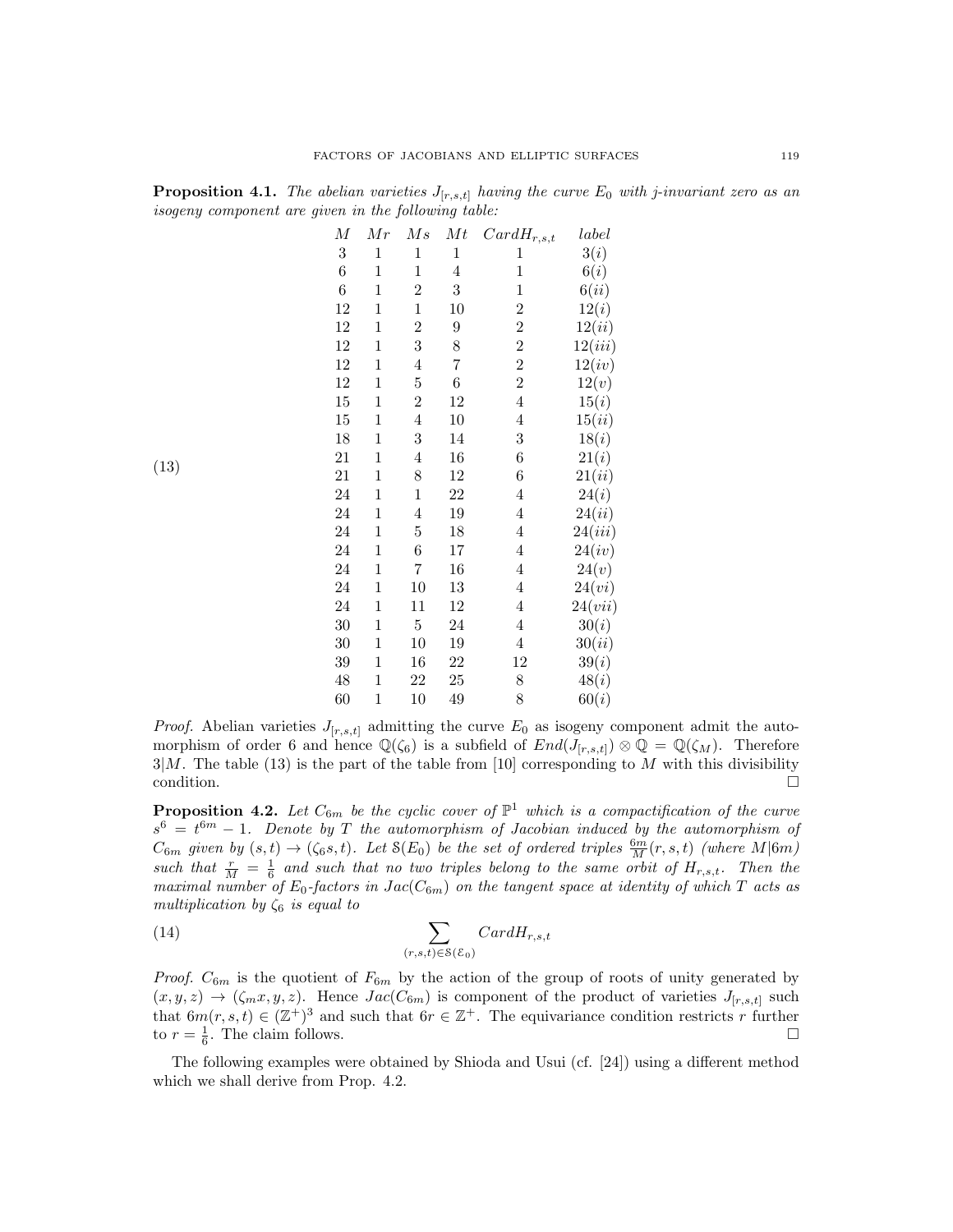**Proposition 4.1.** *The abelian varieties $J_{[r,s,t]}$ having the curve $E_0$ with j-invariant zero as an isogeny component are given in the following table:*

(13)

| $M$ | $Mr$ | $Ms$ | $Mt$ | $CardH_{r,s,t}$ | *label* |
|---|---|---|---|---|---|
| 3 | 1 | 1 | 1 | 1 | $3(i)$ |
| 6 | 1 | 1 | 4 | 1 | $6(i)$ |
| 6 | 1 | 2 | 3 | 1 | $6(ii)$ |
| 12 | 1 | 1 | 10 | 2 | $12(i)$ |
| 12 | 1 | 2 | 9 | 2 | $12(ii)$ |
| 12 | 1 | 3 | 8 | 2 | $12(iii)$ |
| 12 | 1 | 4 | 7 | 2 | $12(iv)$ |
| 12 | 1 | 5 | 6 | 2 | $12(v)$ |
| 15 | 1 | 2 | 12 | 4 | $15(i)$ |
| 15 | 1 | 4 | 10 | 4 | $15(ii)$ |
| 18 | 1 | 3 | 14 | 3 | $18(i)$ |
| 21 | 1 | 4 | 16 | 6 | $21(i)$ |
| 21 | 1 | 8 | 12 | 6 | $21(ii)$ |
| 24 | 1 | 1 | 22 | 4 | $24(i)$ |
| 24 | 1 | 4 | 19 | 4 | $24(ii)$ |
| 24 | 1 | 5 | 18 | 4 | $24(iii)$ |
| 24 | 1 | 6 | 17 | 4 | $24(iv)$ |
| 24 | 1 | 7 | 16 | 4 | $24(v)$ |
| 24 | 1 | 10 | 13 | 4 | $24(vi)$ |
| 24 | 1 | 11 | 12 | 4 | $24(vii)$ |
| 30 | 1 | 5 | 24 | 4 | $30(i)$ |
| 30 | 1 | 10 | 19 | 4 | $30(ii)$ |
| 39 | 1 | 16 | 22 | 12 | $39(i)$ |
| 48 | 1 | 22 | 25 | 8 | $48(i)$ |
| 60 | 1 | 10 | 49 | 8 | $60(i)$ |

*Proof.* Abelian varieties $J_{[r,s,t]}$ admitting the curve $E_0$ as isogeny component admit the automorphism of order 6 and hence $\mathbb{Q}(\zeta_6)$ is a subfield of $End(J_{[r,s,t]}) \otimes \mathbb{Q} = \mathbb{Q}(\zeta_M)$. Therefore $3|M$. The table (13) is the part of the table from [10] corresponding to $M$ with this divisibility condition. □

**Proposition 4.2.** *Let $C_{6m}$ be the cyclic cover of $\mathbb{P}^1$ which is a compactification of the curve $s^6 = t^{6m} - 1$. Denote by $T$ the automorphism of Jacobian induced by the automorphism of $C_{6m}$ given by $(s,t) \to (\zeta_6 s, t)$. Let $\mathcal{S}(E_0)$ be the set of ordered triples $\frac{6m}{M}(r,s,t)$ (where $M|6m$) such that $\frac{r}{M} = \frac{1}{6}$ and such that no two triples belong to the same orbit of $H_{r,s,t}$. Then the maximal number of $E_0$-factors in $Jac(C_{6m})$ on the tangent space at identity of which $T$ acts as multiplication by $\zeta_6$ is equal to*

$$\sum_{(r,s,t)\in\mathcal{S}(\mathcal{E}_0)} CardH_{r,s,t} \tag{14}$$

*Proof.* $C_{6m}$ is the quotient of $F_{6m}$ by the action of the group of roots of unity generated by $(x,y,z) \to (\zeta_m x, y, z)$. Hence $Jac(C_{6m})$ is component of the product of varieties $J_{[r,s,t]}$ such that $6m(r,s,t) \in (\mathbb{Z}^+)^3$ and such that $6r \in \mathbb{Z}^+$. The equivariance condition restricts $r$ further to $r = \frac{1}{6}$. The claim follows. □

The following examples were obtained by Shioda and Usui (cf. [24]) using a different method which we shall derive from Prop. 4.2.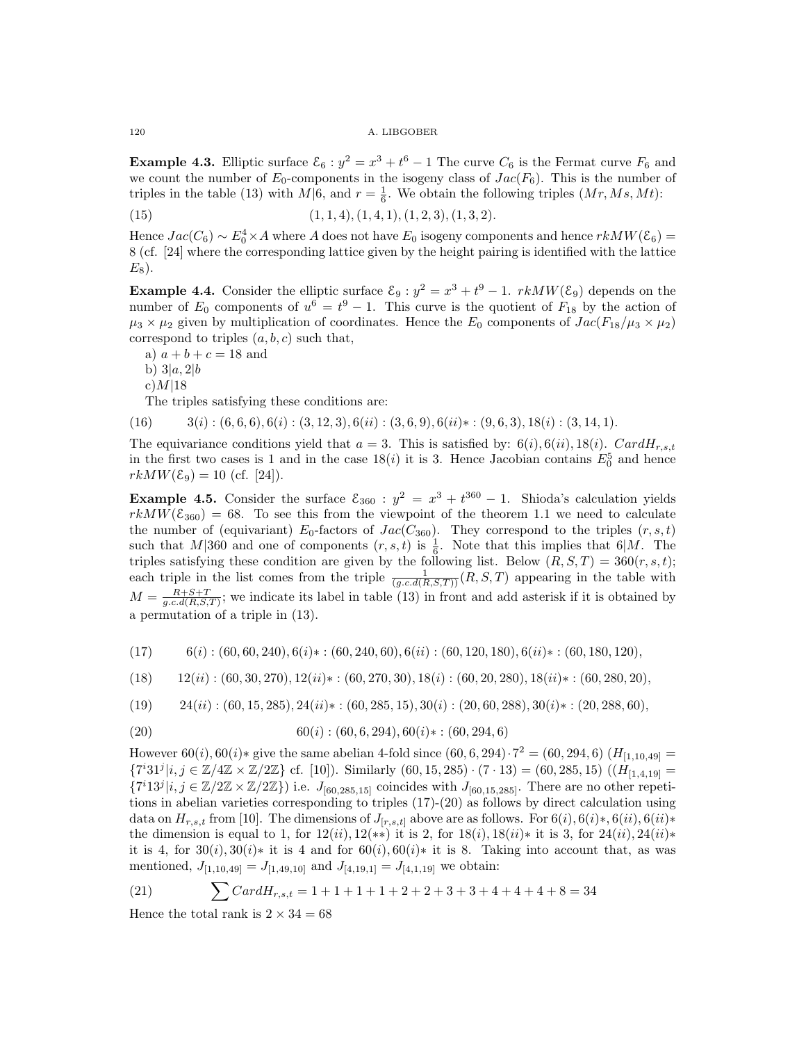**Example 4.3.** Elliptic surface $\mathcal{E}_6 : y^2 = x^3 + t^6 - 1$ The curve $C_6$ is the Fermat curve $F_6$ and we count the number of $E_0$-components in the isogeny class of $Jac(F_6)$. This is the number of triples in the table (13) with $M|6$, and $r = \frac{1}{6}$. We obtain the following triples $(Mr, Ms, Mt)$:

$$(1, 1, 4), (1, 4, 1), (1, 2, 3), (1, 3, 2). \tag{15}$$

Hence $Jac(C_6) \sim E_0^4 \times A$ where $A$ does not have $E_0$ isogeny components and hence $rkMW(\mathcal{E}_6) = 8$ (cf. [24] where the corresponding lattice given by the height pairing is identified with the lattice $E_8$).

**Example 4.4.** Consider the elliptic surface $\mathcal{E}_9 : y^2 = x^3 + t^9 - 1$. $rkMW(\mathcal{E}_9)$ depends on the number of $E_0$ components of $u^6 = t^9 - 1$. This curve is the quotient of $F_{18}$ by the action of $\mu_3 \times \mu_2$ given by multiplication of coordinates. Hence the $E_0$ components of $Jac(F_{18}/\mu_3 \times \mu_2)$ correspond to triples $(a, b, c)$ such that,

a) $a + b + c = 18$ and

b) $3|a, 2|b$

c) $M|18$

The triples satisfying these conditions are:

$$3(i) : (6, 6, 6), 6(i) : (3, 12, 3), 6(ii) : (3, 6, 9), 6(ii)* : (9, 6, 3), 18(i) : (3, 14, 1). \tag{16}$$

The equivariance conditions yield that $a = 3$. This is satisfied by: $6(i), 6(ii), 18(i)$. $CardH_{r,s,t}$ in the first two cases is 1 and in the case $18(i)$ it is 3. Hence Jacobian contains $E_0^5$ and hence $rkMW(\mathcal{E}_9) = 10$ (cf. [24]).

**Example 4.5.** Consider the surface $\mathcal{E}_{360} : y^2 = x^3 + t^{360} - 1$. Shioda's calculation yields $rkMW(\mathcal{E}_{360}) = 68$. To see this from the viewpoint of the theorem 1.1 we need to calculate the number of (equivariant) $E_0$-factors of $Jac(C_{360})$. They correspond to the triples $(r, s, t)$ such that $M|360$ and one of components $(r, s, t)$ is $\frac{1}{6}$. Note that this implies that $6|M$. The triples satisfying these condition are given by the following list. Below $(R, S, T) = 360(r, s, t)$; each triple in the list comes from the triple $\frac{1}{(g.c.d(R,S,T))}(R, S, T)$ appearing in the table with $M = \frac{R+S+T}{g.c.d(R,S,T)}$; we indicate its label in table (13) in front and add asterisk if it is obtained by a permutation of a triple in (13).

$$6(i) : (60, 60, 240), 6(i)* : (60, 240, 60), 6(ii) : (60, 120, 180), 6(ii)* : (60, 180, 120), \tag{17}$$

$$12(ii) : (60, 30, 270), 12(ii)* : (60, 270, 30), 18(i) : (60, 20, 280), 18(ii)* : (60, 280, 20), \tag{18}$$

$$24(ii) : (60, 15, 285), 24(ii)* : (60, 285, 15), 30(i) : (20, 60, 288), 30(i)* : (20, 288, 60), \tag{19}$$

$$60(i) : (60, 6, 294), 60(i)* : (60, 294, 6) \tag{20}$$

However $60(i), 60(i)*$ give the same abelian 4-fold since $(60, 6, 294) \cdot 7^2 = (60, 294, 6)$ ($H_{[1,10,49]} = \{7^i 31^j | i, j \in \mathbb{Z}/4\mathbb{Z} \times \mathbb{Z}/2\mathbb{Z}\}$ cf. [10]). Similarly $(60, 15, 285) \cdot (7 \cdot 13) = (60, 285, 15)$ ($(H_{[1,4,19]} = \{7^i 13^j | i, j \in \mathbb{Z}/2\mathbb{Z} \times \mathbb{Z}/2\mathbb{Z}\}$) i.e. $J_{[60,285,15]}$ coincides with $J_{[60,15,285]}$. There are no other repetitions in abelian varieties corresponding to triples (17)-(20) as follows by direct calculation using data on $H_{r,s,t}$ from [10]. The dimensions of $J_{[r,s,t]}$ above are as follows. For $6(i), 6(i)*, 6(ii), 6(ii)*$ the dimension is equal to 1, for $12(ii), 12(**)$ it is 2, for $18(i), 18(ii)*$ it is 3, for $24(ii), 24(ii)*$ it is 4, for $30(i), 30(i)*$ it is 4 and for $60(i), 60(i)*$ it is 8. Taking into account that, as was mentioned, $J_{[1,10,49]} = J_{[1,49,10]}$ and $J_{[4,19,1]} = J_{[4,1,19]}$ we obtain:

$$\sum CardH_{r,s,t} = 1 + 1 + 1 + 1 + 2 + 2 + 3 + 3 + 4 + 4 + 4 + 8 = 34 \tag{21}$$

Hence the total rank is $2 \times 34 = 68$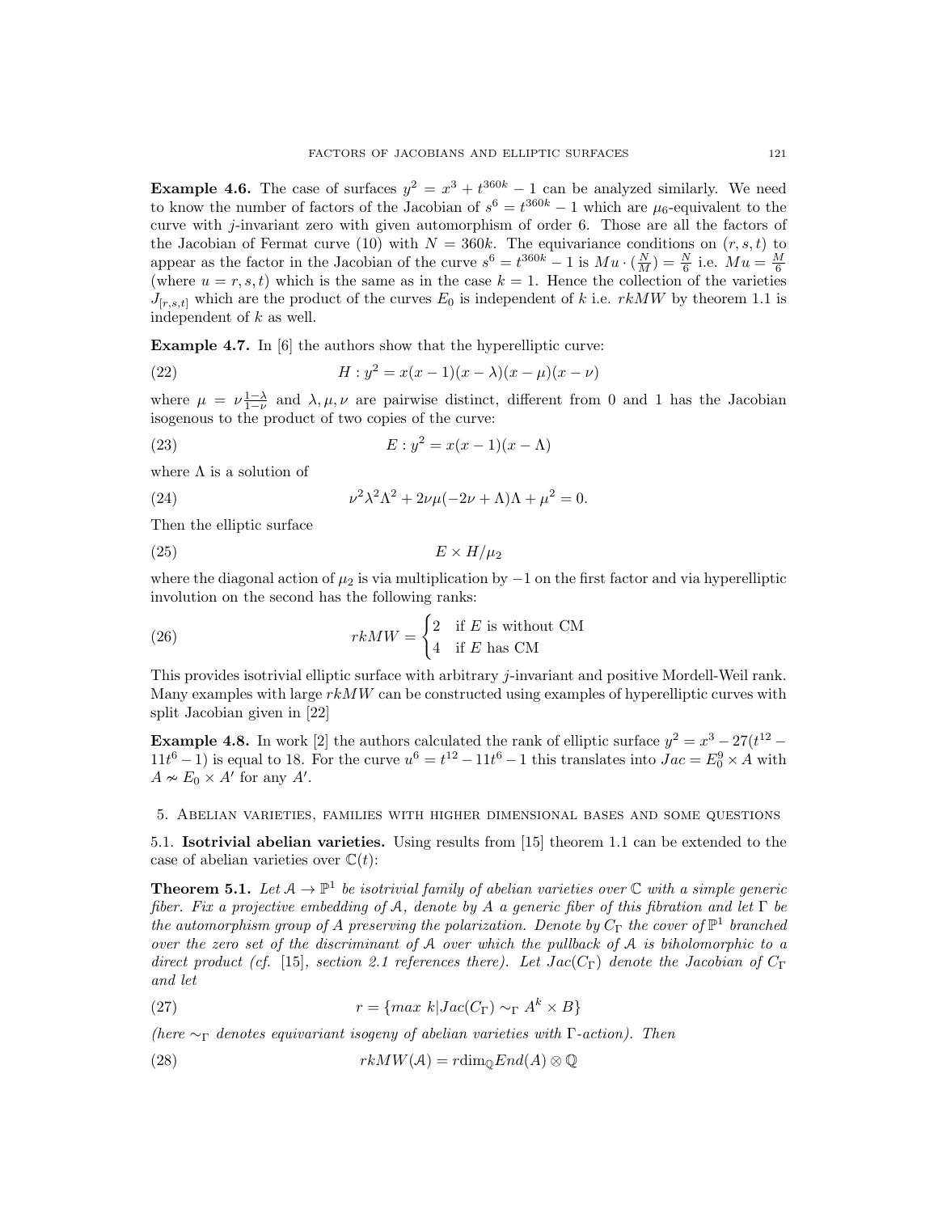**Example 4.6.** The case of surfaces $y^2 = x^3 + t^{360k} - 1$ can be analyzed similarly. We need to know the number of factors of the Jacobian of $s^6 = t^{360k} - 1$ which are $\mu_6$-equivalent to the curve with $j$-invariant zero with given automorphism of order 6. Those are all the factors of the Jacobian of Fermat curve (10) with $N = 360k$. The equivariance conditions on $(r, s, t)$ to appear as the factor in the Jacobian of the curve $s^6 = t^{360k} - 1$ is $Mu \cdot (\frac{N}{M}) = \frac{N}{6}$ i.e. $Mu = \frac{M}{6}$ (where $u = r, s, t$) which is the same as in the case $k = 1$. Hence the collection of the varieties $J_{[r,s,t]}$ which are the product of the curves $E_0$ is independent of $k$ i.e. $rkMW$ by theorem 1.1 is independent of $k$ as well.

**Example 4.7.** In [6] the authors show that the hyperelliptic curve:

$$H : y^2 = x(x-1)(x-\lambda)(x-\mu)(x-\nu) \tag{22}$$

where $\mu = \nu\frac{1-\lambda}{1-\nu}$ and $\lambda, \mu, \nu$ are pairwise distinct, different from 0 and 1 has the Jacobian isogenous to the product of two copies of the curve:

$$E : y^2 = x(x-1)(x-\Lambda) \tag{23}$$

where $\Lambda$ is a solution of

$$\nu^2\lambda^2\Lambda^2 + 2\nu\mu(-2\nu + \Lambda)\Lambda + \mu^2 = 0. \tag{24}$$

Then the elliptic surface

$$E \times H/\mu_2 \tag{25}$$

where the diagonal action of $\mu_2$ is via multiplication by $-1$ on the first factor and via hyperelliptic involution on the second has the following ranks:

$$rkMW = \begin{cases} 2 & \text{if } E \text{ is without CM} \\ 4 & \text{if } E \text{ has CM} \end{cases} \tag{26}$$

This provides isotrivial elliptic surface with arbitrary $j$-invariant and positive Mordell-Weil rank. Many examples with large $rkMW$ can be constructed using examples of hyperelliptic curves with split Jacobian given in [22]

**Example 4.8.** In work [2] the authors calculated the rank of elliptic surface $y^2 = x^3 - 27(t^{12} - 11t^6 - 1)$ is equal to 18. For the curve $u^6 = t^{12} - 11t^6 - 1$ this translates into $Jac = E_0^9 \times A$ with $A \nsim E_0 \times A'$ for any $A'$.

## 5. Abelian varieties, families with higher dimensional bases and some questions

**5.1. Isotrivial abelian varieties.** Using results from [15] theorem 1.1 can be extended to the case of abelian varieties over $\mathbb{C}(t)$:

**Theorem 5.1.** *Let $\mathcal{A} \to \mathbb{P}^1$ be isotrivial family of abelian varieties over $\mathbb{C}$ with a simple generic fiber. Fix a projective embedding of $\mathcal{A}$, denote by $A$ a generic fiber of this fibration and let $\Gamma$ be the automorphism group of $A$ preserving the polarization. Denote by $C_\Gamma$ the cover of $\mathbb{P}^1$ branched over the zero set of the discriminant of $\mathcal{A}$ over which the pullback of $\mathcal{A}$ is biholomorphic to a direct product (cf. [15], section 2.1 references there). Let $Jac(C_\Gamma)$ denote the Jacobian of $C_\Gamma$ and let*

$$r = \{max\ k | Jac(C_\Gamma) \sim_\Gamma A^k \times B\} \tag{27}$$

*(here $\sim_\Gamma$ denotes equivariant isogeny of abelian varieties with $\Gamma$-action). Then*

$$rkMW(\mathcal{A}) = r\dim_{\mathbb{Q}} End(A) \otimes \mathbb{Q} \tag{28}$$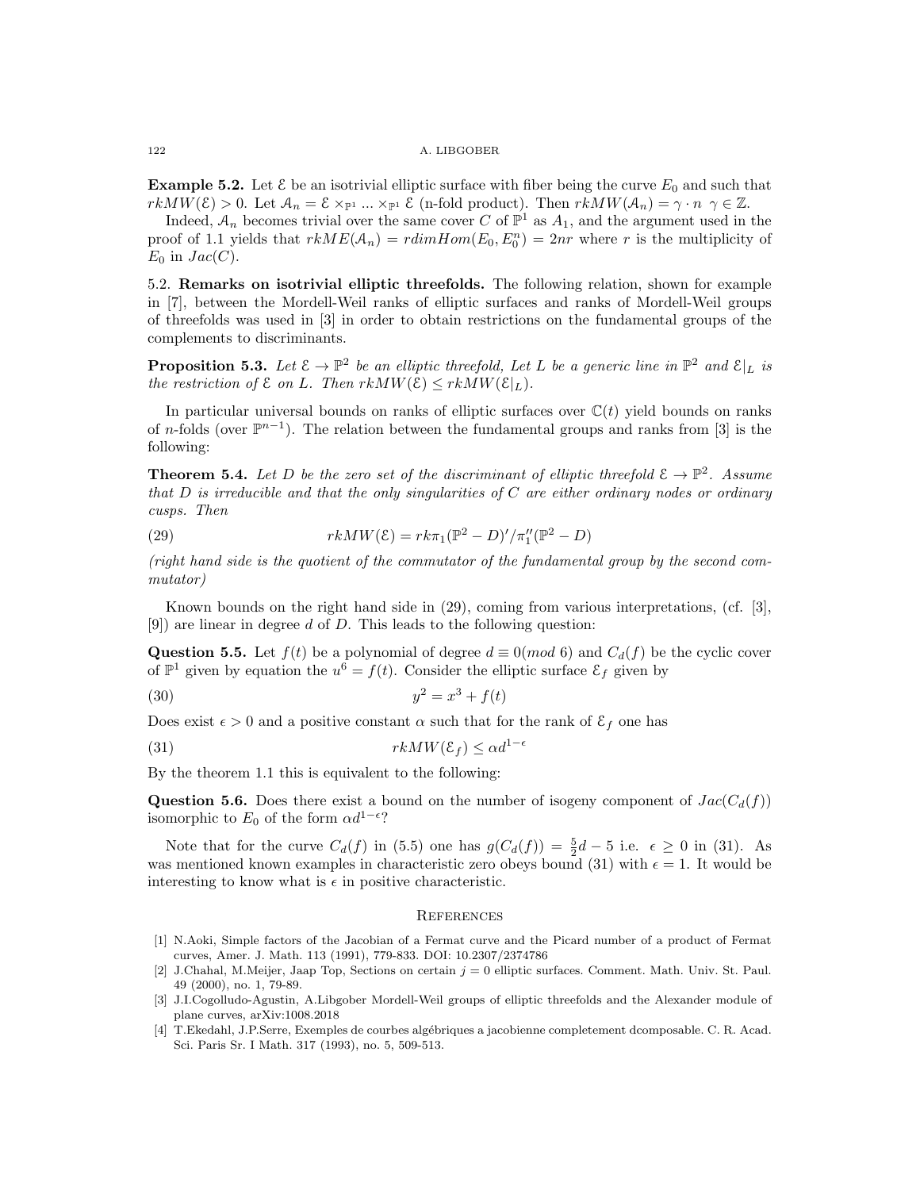**Example 5.2.** Let $\mathcal{E}$ be an isotrivial elliptic surface with fiber being the curve $E_0$ and such that $rkMW(\mathcal{E}) > 0$. Let $\mathcal{A}_n = \mathcal{E} \times_{\mathbb{P}^1} ... \times_{\mathbb{P}^1} \mathcal{E}$ (n-fold product). Then $rkMW(\mathcal{A}_n) = \gamma \cdot n \;\; \gamma \in \mathbb{Z}$.

Indeed, $\mathcal{A}_n$ becomes trivial over the same cover $C$ of $\mathbb{P}^1$ as $A_1$, and the argument used in the proof of 1.1 yields that $rkME(\mathcal{A}_n) = rdimHom(E_0, E_0^n) = 2nr$ where $r$ is the multiplicity of $E_0$ in $Jac(C)$.

5.2. **Remarks on isotrivial elliptic threefolds.** The following relation, shown for example in [7], between the Mordell-Weil ranks of elliptic surfaces and ranks of Mordell-Weil groups of threefolds was used in [3] in order to obtain restrictions on the fundamental groups of the complements to discriminants.

**Proposition 5.3.** *Let $\mathcal{E} \to \mathbb{P}^2$ be an elliptic threefold, Let $L$ be a generic line in $\mathbb{P}^2$ and $\mathcal{E}|_L$ is the restriction of $\mathcal{E}$ on $L$. Then $rkMW(\mathcal{E}) \le rkMW(\mathcal{E}|_L)$.*

In particular universal bounds on ranks of elliptic surfaces over $\mathbb{C}(t)$ yield bounds on ranks of $n$-folds (over $\mathbb{P}^{n-1}$). The relation between the fundamental groups and ranks from [3] is the following:

**Theorem 5.4.** *Let $D$ be the zero set of the discriminant of elliptic threefold $\mathcal{E} \to \mathbb{P}^2$. Assume that $D$ is irreducible and that the only singularities of $C$ are either ordinary nodes or ordinary cusps. Then*

$$rkMW(\mathcal{E}) = rk\pi_1(\mathbb{P}^2 - D)'/\pi_1''(\mathbb{P}^2 - D) \tag{29}$$

*(right hand side is the quotient of the commutator of the fundamental group by the second commutator)*

Known bounds on the right hand side in (29), coming from various interpretations, (cf. [3], [9]) are linear in degree $d$ of $D$. This leads to the following question:

**Question 5.5.** Let $f(t)$ be a polynomial of degree $d \equiv 0 (mod\ 6)$ and $C_d(f)$ be the cyclic cover of $\mathbb{P}^1$ given by equation the $u^6 = f(t)$. Consider the elliptic surface $\mathcal{E}_f$ given by

$$y^2 = x^3 + f(t) \tag{30}$$

Does exist $\epsilon > 0$ and a positive constant $\alpha$ such that for the rank of $\mathcal{E}_f$ one has

$$rkMW(\mathcal{E}_f) \le \alpha d^{1-\epsilon} \tag{31}$$

By the theorem 1.1 this is equivalent to the following:

**Question 5.6.** Does there exist a bound on the number of isogeny component of $Jac(C_d(f))$ isomorphic to $E_0$ of the form $\alpha d^{1-\epsilon}$?

Note that for the curve $C_d(f)$ in (5.5) one has $g(C_d(f)) = \frac{5}{2}d - 5$ i.e. $\epsilon \ge 0$ in (31). As was mentioned known examples in characteristic zero obeys bound (31) with $\epsilon = 1$. It would be interesting to know what is $\epsilon$ in positive characteristic.

## References

[1] N.Aoki, Simple factors of the Jacobian of a Fermat curve and the Picard number of a product of Fermat curves, Amer. J. Math. 113 (1991), 779-833. DOI: 10.2307/2374786

[2] J.Chahal, M.Meijer, Jaap Top, Sections on certain $j = 0$ elliptic surfaces. Comment. Math. Univ. St. Paul. 49 (2000), no. 1, 79-89.

[3] J.I.Cogolludo-Agustin, A.Libgober Mordell-Weil groups of elliptic threefolds and the Alexander module of plane curves, arXiv:1008.2018

[4] T.Ekedahl, J.P.Serre, Exemples de courbes algébriques a jacobienne completement dcomposable. C. R. Acad. Sci. Paris Sr. I Math. 317 (1993), no. 5, 509-513.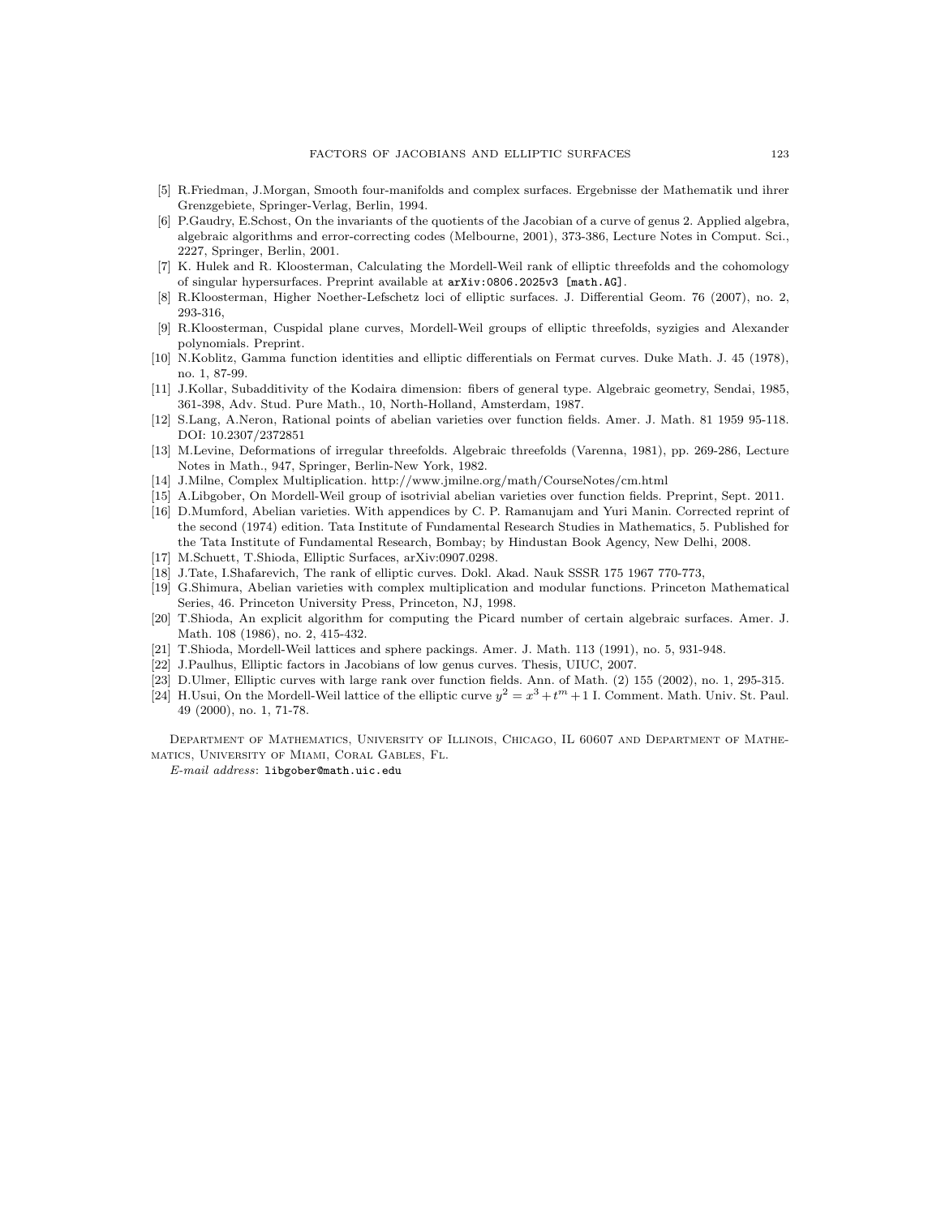[5] R.Friedman, J.Morgan, Smooth four-manifolds and complex surfaces. Ergebnisse der Mathematik und ihrer Grenzgebiete, Springer-Verlag, Berlin, 1994.

[6] P.Gaudry, E.Schost, On the invariants of the quotients of the Jacobian of a curve of genus 2. Applied algebra, algebraic algorithms and error-correcting codes (Melbourne, 2001), 373-386, Lecture Notes in Comput. Sci., 2227, Springer, Berlin, 2001.

[7] K. Hulek and R. Kloosterman, Calculating the Mordell-Weil rank of elliptic threefolds and the cohomology of singular hypersurfaces. Preprint available at `arXiv:0806.2025v3 [math.AG]`.

[8] R.Kloosterman, Higher Noether-Lefschetz loci of elliptic surfaces. J. Differential Geom. 76 (2007), no. 2, 293-316,

[9] R.Kloosterman, Cuspidal plane curves, Mordell-Weil groups of elliptic threefolds, syzigies and Alexander polynomials. Preprint.

[10] N.Koblitz, Gamma function identities and elliptic differentials on Fermat curves. Duke Math. J. 45 (1978), no. 1, 87-99.

[11] J.Kollar, Subadditivity of the Kodaira dimension: fibers of general type. Algebraic geometry, Sendai, 1985, 361-398, Adv. Stud. Pure Math., 10, North-Holland, Amsterdam, 1987.

[12] S.Lang, A.Neron, Rational points of abelian varieties over function fields. Amer. J. Math. 81 1959 95-118. DOI: 10.2307/2372851

[13] M.Levine, Deformations of irregular threefolds. Algebraic threefolds (Varenna, 1981), pp. 269-286, Lecture Notes in Math., 947, Springer, Berlin-New York, 1982.

[14] J.Milne, Complex Multiplication. http://www.jmilne.org/math/CourseNotes/cm.html

[15] A.Libgober, On Mordell-Weil group of isotrivial abelian varieties over function fields. Preprint, Sept. 2011.

[16] D.Mumford, Abelian varieties. With appendices by C. P. Ramanujam and Yuri Manin. Corrected reprint of the second (1974) edition. Tata Institute of Fundamental Research Studies in Mathematics, 5. Published for the Tata Institute of Fundamental Research, Bombay; by Hindustan Book Agency, New Delhi, 2008.

[17] M.Schuett, T.Shioda, Elliptic Surfaces, arXiv:0907.0298.

[18] J.Tate, I.Shafarevich, The rank of elliptic curves. Dokl. Akad. Nauk SSSR 175 1967 770-773,

[19] G.Shimura, Abelian varieties with complex multiplication and modular functions. Princeton Mathematical Series, 46. Princeton University Press, Princeton, NJ, 1998.

[20] T.Shioda, An explicit algorithm for computing the Picard number of certain algebraic surfaces. Amer. J. Math. 108 (1986), no. 2, 415-432.

[21] T.Shioda, Mordell-Weil lattices and sphere packings. Amer. J. Math. 113 (1991), no. 5, 931-948.

[22] J.Paulhus, Elliptic factors in Jacobians of low genus curves. Thesis, UIUC, 2007.

[23] D.Ulmer, Elliptic curves with large rank over function fields. Ann. of Math. (2) 155 (2002), no. 1, 295-315.

[24] H.Usui, On the Mordell-Weil lattice of the elliptic curve $y^2 = x^3 + t^m + 1$ I. Comment. Math. Univ. St. Paul. 49 (2000), no. 1, 71-78.

Department of Mathematics, University of Illinois, Chicago, IL 60607 and Department of Mathematics, University of Miami, Coral Gables, Fl.

*E-mail address*: `libgober@math.uic.edu`